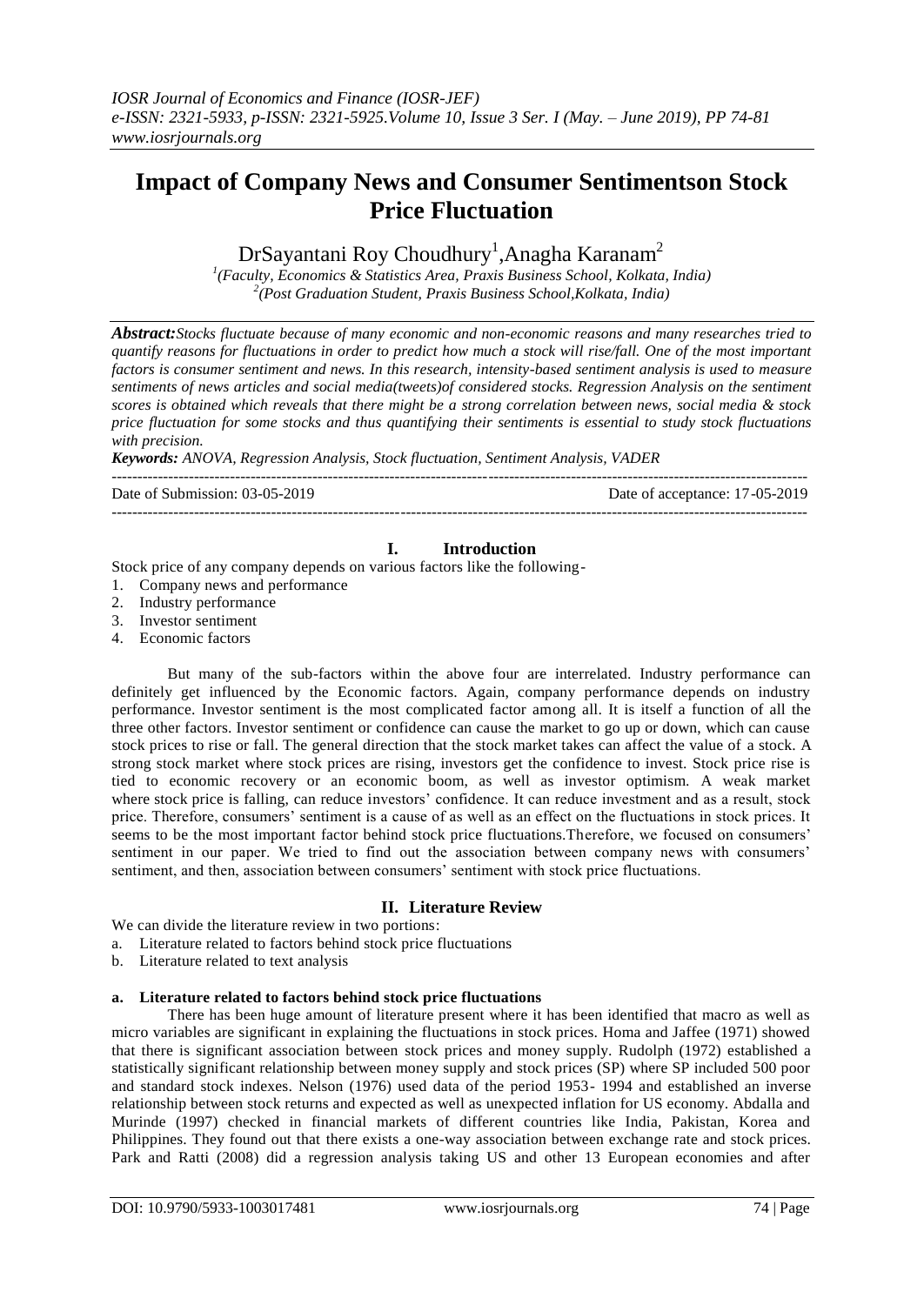# Impact of Company News and Consumer Sentimentson Stock Price Fluctuation

DrSayantani Roy Choudhury[1],Anagha Karanam[2]

[1](Faculty, Economics & Statistics Area, Praxis Business School, Kolkata, India)
[2](Post Graduation Student, Praxis Business School,Kolkata, India)

***Abstract:****Stocks fluctuate because of many economic and non-economic reasons and many researches tried to quantify reasons for fluctuations in order to predict how much a stock will rise/fall. One of the most important factors is consumer sentiment and news. In this research, intensity-based sentiment analysis is used to measure sentiments of news articles and social media(tweets)of considered stocks. Regression Analysis on the sentiment scores is obtained which reveals that there might be a strong correlation between news, social media & stock price fluctuation for some stocks and thus quantifying their sentiments is essential to study stock fluctuations with precision.*

***Keywords:*** *ANOVA, Regression Analysis, Stock fluctuation, Sentiment Analysis, VADER*

---

Date of Submission: 03-05-2019 Date of acceptance: 17-05-2019

---

## I. Introduction

Stock price of any company depends on various factors like the following-

1. Company news and performance
2. Industry performance
3. Investor sentiment
4. Economic factors

But many of the sub-factors within the above four are interrelated. Industry performance can definitely get influenced by the Economic factors. Again, company performance depends on industry performance. Investor sentiment is the most complicated factor among all. It is itself a function of all the three other factors. Investor sentiment or confidence can cause the market to go up or down, which can cause stock prices to rise or fall. The general direction that the stock market takes can affect the value of a stock. A strong stock market where stock prices are rising, investors get the confidence to invest. Stock price rise is tied to economic recovery or an economic boom, as well as investor optimism. A weak market where stock price is falling, can reduce investors' confidence. It can reduce investment and as a result, stock price. Therefore, consumers' sentiment is a cause of as well as an effect on the fluctuations in stock prices. It seems to be the most important factor behind stock price fluctuations.Therefore, we focused on consumers' sentiment in our paper. We tried to find out the association between company news with consumers' sentiment, and then, association between consumers' sentiment with stock price fluctuations.

## II. Literature Review

We can divide the literature review in two portions:

a. Literature related to factors behind stock price fluctuations
b. Literature related to text analysis

### a. Literature related to factors behind stock price fluctuations

There has been huge amount of literature present where it has been identified that macro as well as micro variables are significant in explaining the fluctuations in stock prices. Homa and Jaffee (1971) showed that there is significant association between stock prices and money supply. Rudolph (1972) established a statistically significant relationship between money supply and stock prices (SP) where SP included 500 poor and standard stock indexes. Nelson (1976) used data of the period 1953- 1994 and established an inverse relationship between stock returns and expected as well as unexpected inflation for US economy. Abdalla and Murinde (1997) checked in financial markets of different countries like India, Pakistan, Korea and Philippines. They found out that there exists a one-way association between exchange rate and stock prices. Park and Ratti (2008) did a regression analysis taking US and other 13 European economies and after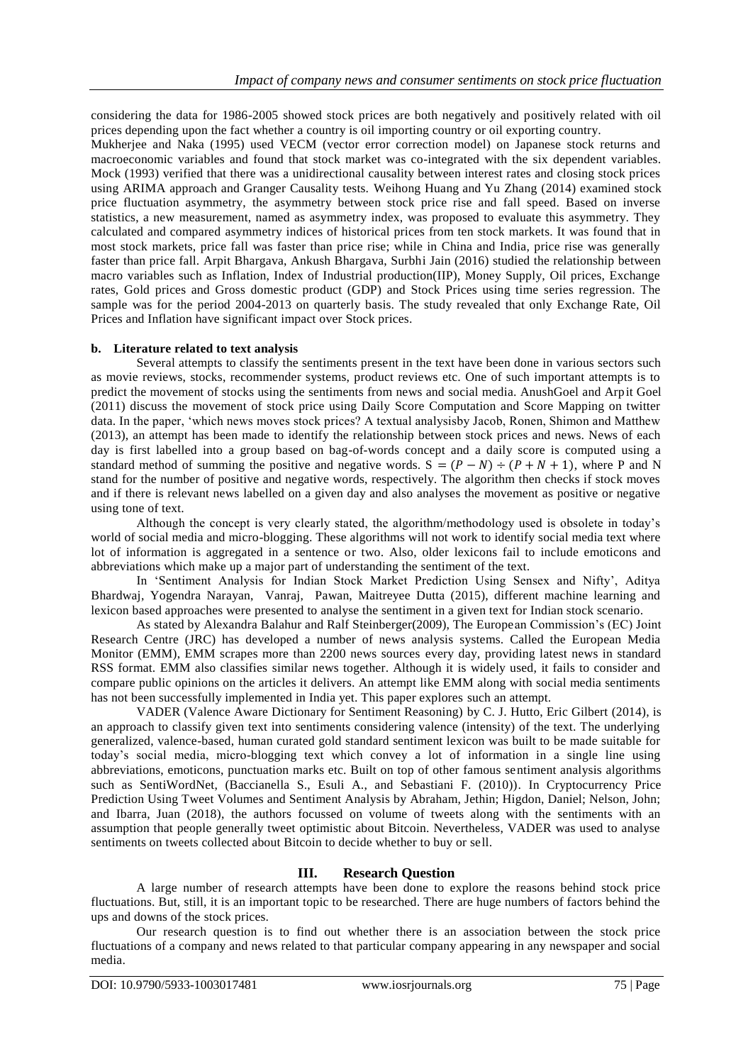considering the data for 1986-2005 showed stock prices are both negatively and positively related with oil prices depending upon the fact whether a country is oil importing country or oil exporting country.

Mukherjee and Naka (1995) used VECM (vector error correction model) on Japanese stock returns and macroeconomic variables and found that stock market was co-integrated with the six dependent variables. Mock (1993) verified that there was a unidirectional causality between interest rates and closing stock prices using ARIMA approach and Granger Causality tests. Weihong Huang and Yu Zhang (2014) examined stock price fluctuation asymmetry, the asymmetry between stock price rise and fall speed. Based on inverse statistics, a new measurement, named as asymmetry index, was proposed to evaluate this asymmetry. They calculated and compared asymmetry indices of historical prices from ten stock markets. It was found that in most stock markets, price fall was faster than price rise; while in China and India, price rise was generally faster than price fall. Arpit Bhargava, Ankush Bhargava, Surbhi Jain (2016) studied the relationship between macro variables such as Inflation, Index of Industrial production(IIP), Money Supply, Oil prices, Exchange rates, Gold prices and Gross domestic product (GDP) and Stock Prices using time series regression. The sample was for the period 2004-2013 on quarterly basis. The study revealed that only Exchange Rate, Oil Prices and Inflation have significant impact over Stock prices.

### b. Literature related to text analysis

Several attempts to classify the sentiments present in the text have been done in various sectors such as movie reviews, stocks, recommender systems, product reviews etc. One of such important attempts is to predict the movement of stocks using the sentiments from news and social media. AnushGoel and Arpit Goel (2011) discuss the movement of stock price using Daily Score Computation and Score Mapping on twitter data. In the paper, 'which news moves stock prices? A textual analysisby Jacob, Ronen, Shimon and Matthew (2013), an attempt has been made to identify the relationship between stock prices and news. News of each day is first labelled into a group based on bag-of-words concept and a daily score is computed using a standard method of summing the positive and negative words. $S = (P - N) \div (P + N + 1)$, where P and N stand for the number of positive and negative words, respectively. The algorithm then checks if stock moves and if there is relevant news labelled on a given day and also analyses the movement as positive or negative using tone of text.

Although the concept is very clearly stated, the algorithm/methodology used is obsolete in today's world of social media and micro-blogging. These algorithms will not work to identify social media text where lot of information is aggregated in a sentence or two. Also, older lexicons fail to include emoticons and abbreviations which make up a major part of understanding the sentiment of the text.

In 'Sentiment Analysis for Indian Stock Market Prediction Using Sensex and Nifty', Aditya Bhardwaj, Yogendra Narayan, Vanraj, Pawan, Maitreyee Dutta (2015), different machine learning and lexicon based approaches were presented to analyse the sentiment in a given text for Indian stock scenario.

As stated by Alexandra Balahur and Ralf Steinberger(2009), The European Commission's (EC) Joint Research Centre (JRC) has developed a number of news analysis systems. Called the European Media Monitor (EMM), EMM scrapes more than 2200 news sources every day, providing latest news in standard RSS format. EMM also classifies similar news together. Although it is widely used, it fails to consider and compare public opinions on the articles it delivers. An attempt like EMM along with social media sentiments has not been successfully implemented in India yet. This paper explores such an attempt.

VADER (Valence Aware Dictionary for Sentiment Reasoning) by C. J. Hutto, Eric Gilbert (2014), is an approach to classify given text into sentiments considering valence (intensity) of the text. The underlying generalized, valence-based, human curated gold standard sentiment lexicon was built to be made suitable for today's social media, micro-blogging text which convey a lot of information in a single line using abbreviations, emoticons, punctuation marks etc. Built on top of other famous sentiment analysis algorithms such as SentiWordNet, (Baccianella S., Esuli A., and Sebastiani F. (2010)). In Cryptocurrency Price Prediction Using Tweet Volumes and Sentiment Analysis by Abraham, Jethin; Higdon, Daniel; Nelson, John; and Ibarra, Juan (2018), the authors focussed on volume of tweets along with the sentiments with an assumption that people generally tweet optimistic about Bitcoin. Nevertheless, VADER was used to analyse sentiments on tweets collected about Bitcoin to decide whether to buy or sell.

## III. Research Question

A large number of research attempts have been done to explore the reasons behind stock price fluctuations. But, still, it is an important topic to be researched. There are huge numbers of factors behind the ups and downs of the stock prices.

Our research question is to find out whether there is an association between the stock price fluctuations of a company and news related to that particular company appearing in any newspaper and social media.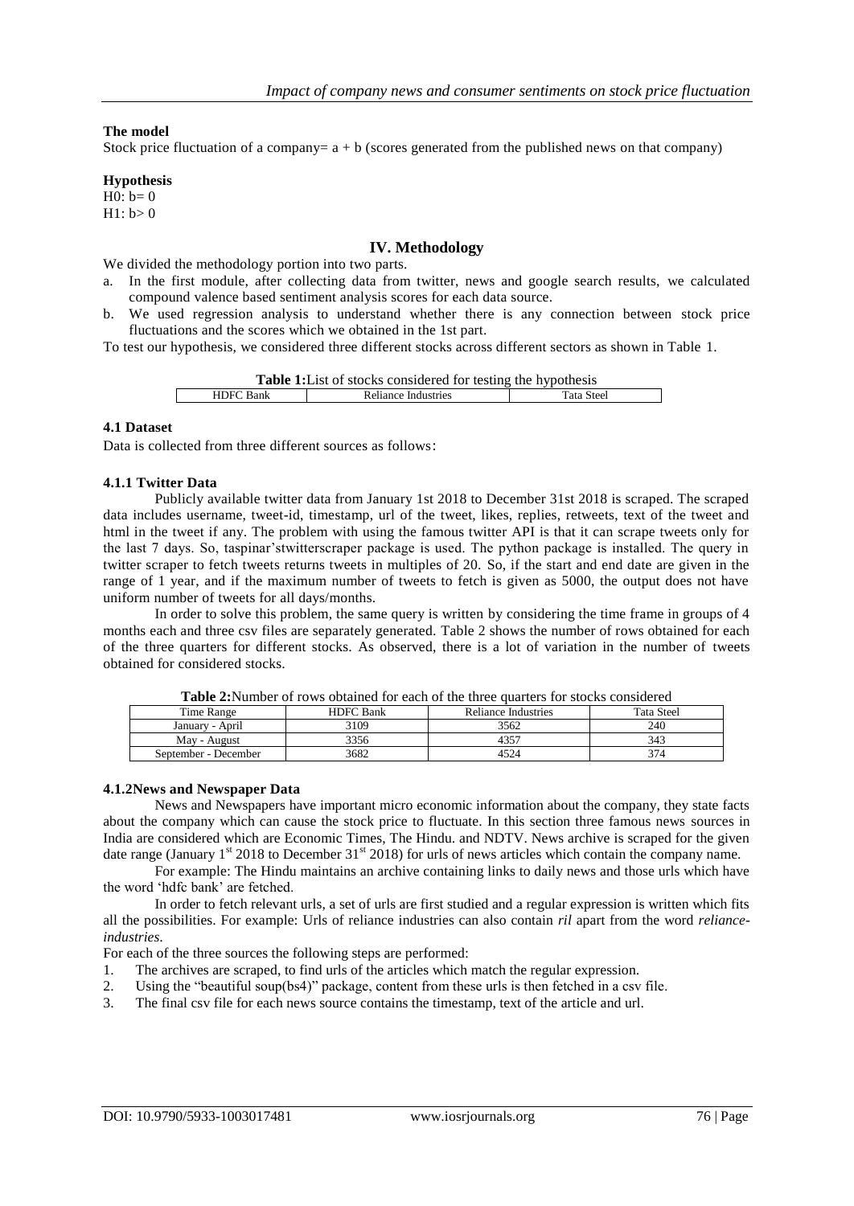**The model**

Stock price fluctuation of a company= a + b (scores generated from the published news on that company)

**Hypothesis**

H0: b= 0
H1: b> 0

## IV. Methodology

We divided the methodology portion into two parts.

a. In the first module, after collecting data from twitter, news and google search results, we calculated compound valence based sentiment analysis scores for each data source.
b. We used regression analysis to understand whether there is any connection between stock price fluctuations and the scores which we obtained in the 1st part.

To test our hypothesis, we considered three different stocks across different sectors as shown in Table 1.

**Table 1:** List of stocks considered for testing the hypothesis

| HDFC Bank | Reliance Industries | Tata Steel |
|---|---|---|

### 4.1 Dataset

Data is collected from three different sources as follows:

#### 4.1.1 Twitter Data

Publicly available twitter data from January 1st 2018 to December 31st 2018 is scraped. The scraped data includes username, tweet-id, timestamp, url of the tweet, likes, replies, retweets, text of the tweet and html in the tweet if any. The problem with using the famous twitter API is that it can scrape tweets only for the last 7 days. So, taspinar'stwitterscraper package is used. The python package is installed. The query in twitter scraper to fetch tweets returns tweets in multiples of 20. So, if the start and end date are given in the range of 1 year, and if the maximum number of tweets to fetch is given as 5000, the output does not have uniform number of tweets for all days/months.

In order to solve this problem, the same query is written by considering the time frame in groups of 4 months each and three csv files are separately generated. Table 2 shows the number of rows obtained for each of the three quarters for different stocks. As observed, there is a lot of variation in the number of tweets obtained for considered stocks.

**Table 2:** Number of rows obtained for each of the three quarters for stocks considered

| Time Range | HDFC Bank | Reliance Industries | Tata Steel |
|---|---|---|---|
| January - April | 3109 | 3562 | 240 |
| May - August | 3356 | 4357 | 343 |
| September - December | 3682 | 4524 | 374 |

#### 4.1.2 News and Newspaper Data

News and Newspapers have important micro economic information about the company, they state facts about the company which can cause the stock price to fluctuate. In this section three famous news sources in India are considered which are Economic Times, The Hindu. and NDTV. News archive is scraped for the given date range (January 1st 2018 to December 31st 2018) for urls of news articles which contain the company name.

For example: The Hindu maintains an archive containing links to daily news and those urls which have the word 'hdfc bank' are fetched.

In order to fetch relevant urls, a set of urls are first studied and a regular expression is written which fits all the possibilities. For example: Urls of reliance industries can also contain *ril* apart from the word *reliance-industries*.

For each of the three sources the following steps are performed:

1. The archives are scraped, to find urls of the articles which match the regular expression.
2. Using the "beautiful soup(bs4)" package, content from these urls is then fetched in a csv file.
3. The final csv file for each news source contains the timestamp, text of the article and url.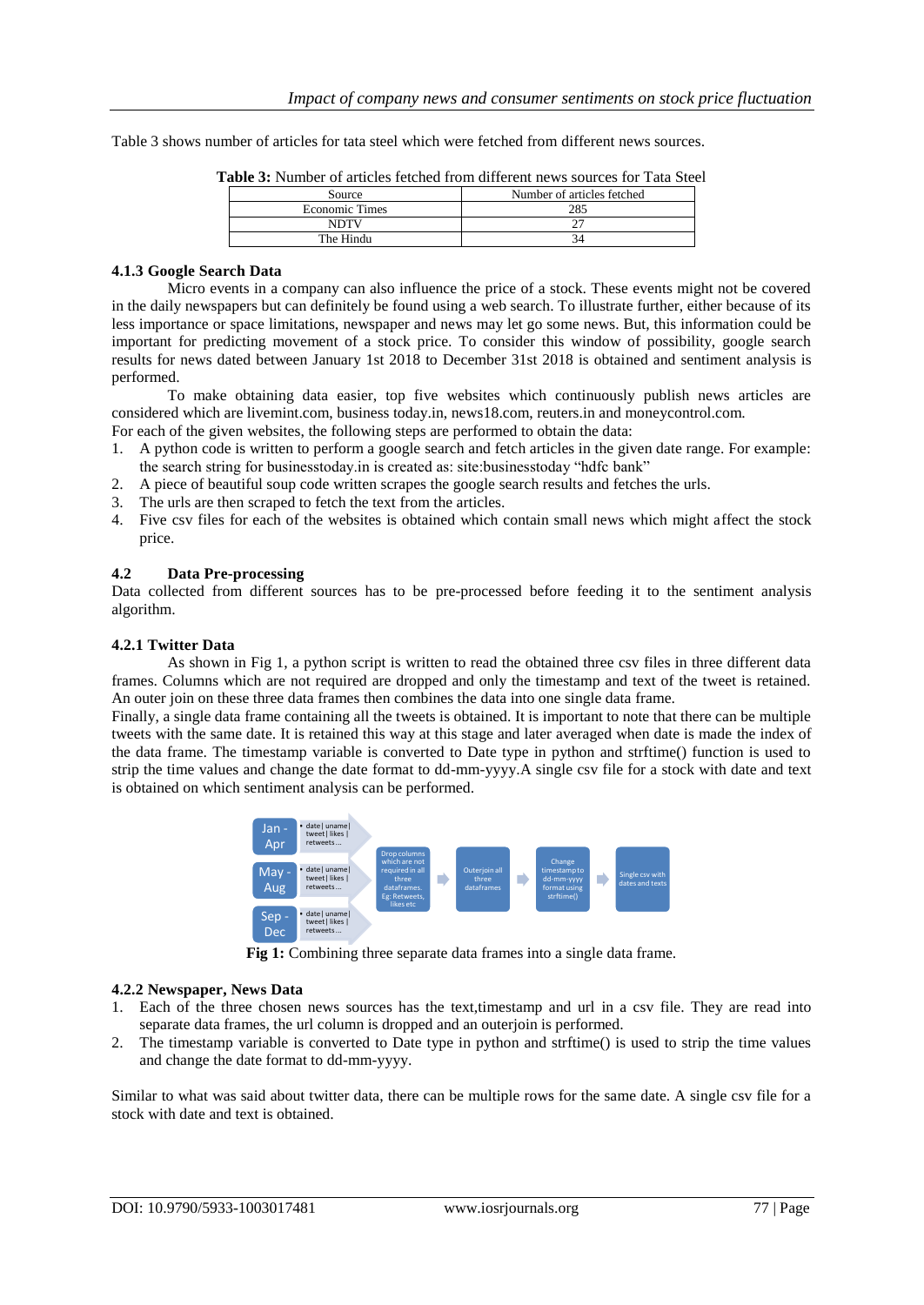Table 3 shows number of articles for tata steel which were fetched from different news sources.

**Table 3:** Number of articles fetched from different news sources for Tata Steel

| Source | Number of articles fetched |
|---|---|
| Economic Times | 285 |
| NDTV | 27 |
| The Hindu | 34 |

### 4.1.3 Google Search Data

Micro events in a company can also influence the price of a stock. These events might not be covered in the daily newspapers but can definitely be found using a web search. To illustrate further, either because of its less importance or space limitations, newspaper and news may let go some news. But, this information could be important for predicting movement of a stock price. To consider this window of possibility, google search results for news dated between January 1st 2018 to December 31st 2018 is obtained and sentiment analysis is performed.

To make obtaining data easier, top five websites which continuously publish news articles are considered which are livemint.com, business today.in, news18.com, reuters.in and moneycontrol.com.

For each of the given websites, the following steps are performed to obtain the data:

1. A python code is written to perform a google search and fetch articles in the given date range. For example: the search string for businesstoday.in is created as: site:businesstoday "hdfc bank"
2. A piece of beautiful soup code written scrapes the google search results and fetches the urls.
3. The urls are then scraped to fetch the text from the articles.
4. Five csv files for each of the websites is obtained which contain small news which might affect the stock price.

## 4.2 Data Pre-processing

Data collected from different sources has to be pre-processed before feeding it to the sentiment analysis algorithm.

### 4.2.1 Twitter Data

As shown in Fig 1, a python script is written to read the obtained three csv files in three different data frames. Columns which are not required are dropped and only the timestamp and text of the tweet is retained. An outer join on these three data frames then combines the data into one single data frame.

Finally, a single data frame containing all the tweets is obtained. It is important to note that there can be multiple tweets with the same date. It is retained this way at this stage and later averaged when date is made the index of the data frame. The timestamp variable is converted to Date type in python and strftime() function is used to strip the time values and change the date format to dd-mm-yyyy.A single csv file for a stock with date and text is obtained on which sentiment analysis can be performed.

Jan - Apr | date | uname | tweet | likes | retweets ...
May - Aug | date | uname | tweet | likes | retweets ...
Sep - Dec | date | uname | tweet | likes | retweets ...
Drop columns which are not required in all three dataframes. Eg: Retweets, likes etc → Outerjoin all three dataframes → Change timestamp to dd-mm-yyyy format using strftime() → Single csv with dates and texts

**Fig 1:** Combining three separate data frames into a single data frame.

### 4.2.2 Newspaper, News Data

1. Each of the three chosen news sources has the text,timestamp and url in a csv file. They are read into separate data frames, the url column is dropped and an outerjoin is performed.
2. The timestamp variable is converted to Date type in python and strftime() is used to strip the time values and change the date format to dd-mm-yyyy.

Similar to what was said about twitter data, there can be multiple rows for the same date. A single csv file for a stock with date and text is obtained.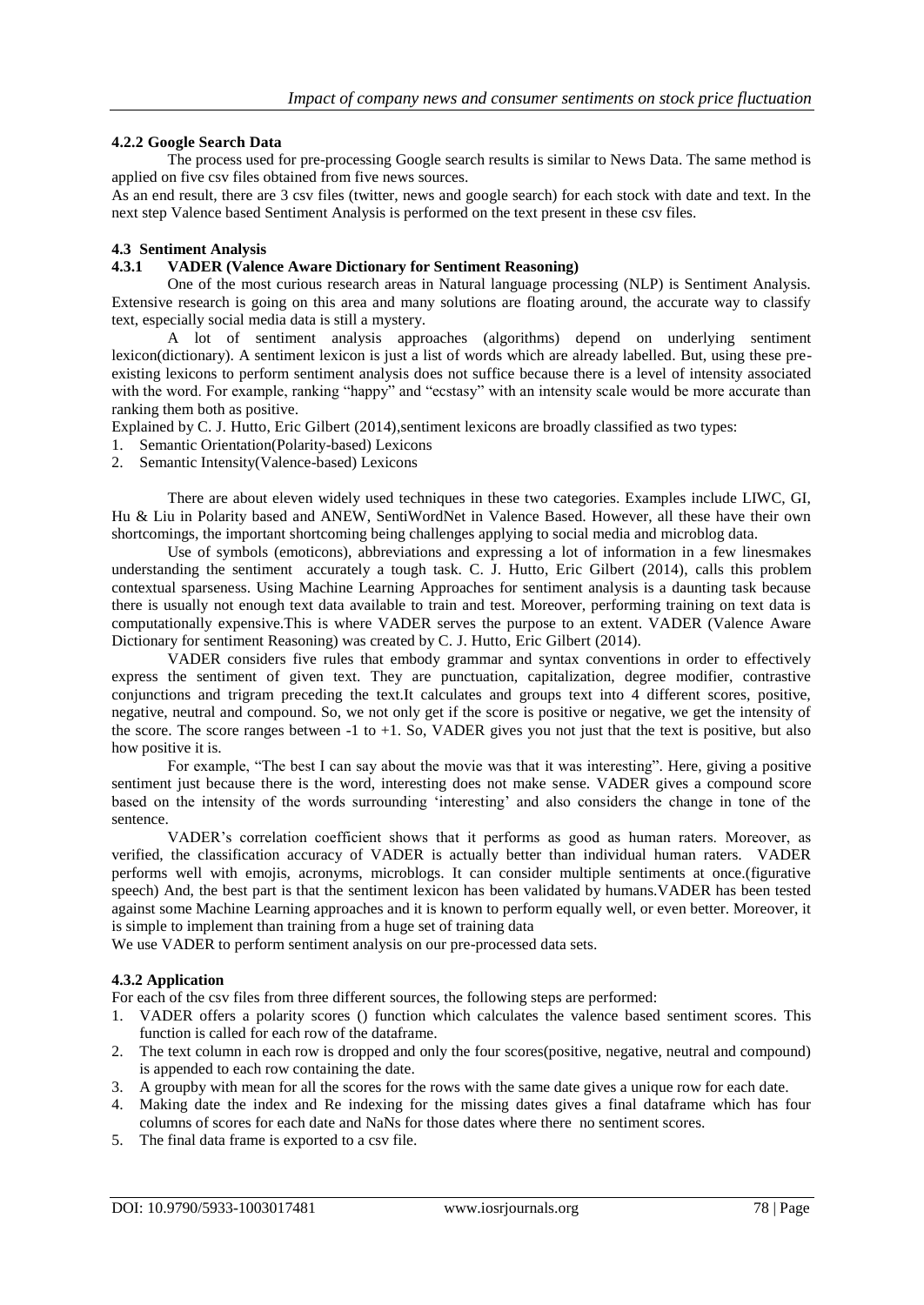#### 4.2.2 Google Search Data

The process used for pre-processing Google search results is similar to News Data. The same method is applied on five csv files obtained from five news sources.

As an end result, there are 3 csv files (twitter, news and google search) for each stock with date and text. In the next step Valence based Sentiment Analysis is performed on the text present in these csv files.

### 4.3 Sentiment Analysis

#### 4.3.1 VADER (Valence Aware Dictionary for Sentiment Reasoning)

One of the most curious research areas in Natural language processing (NLP) is Sentiment Analysis. Extensive research is going on this area and many solutions are floating around, the accurate way to classify text, especially social media data is still a mystery.

A lot of sentiment analysis approaches (algorithms) depend on underlying sentiment lexicon(dictionary). A sentiment lexicon is just a list of words which are already labelled. But, using these pre-existing lexicons to perform sentiment analysis does not suffice because there is a level of intensity associated with the word. For example, ranking "happy" and "ecstasy" with an intensity scale would be more accurate than ranking them both as positive.

Explained by C. J. Hutto, Eric Gilbert (2014),sentiment lexicons are broadly classified as two types:

1. Semantic Orientation(Polarity-based) Lexicons
2. Semantic Intensity(Valence-based) Lexicons

There are about eleven widely used techniques in these two categories. Examples include LIWC, GI, Hu & Liu in Polarity based and ANEW, SentiWordNet in Valence Based. However, all these have their own shortcomings, the important shortcoming being challenges applying to social media and microblog data.

Use of symbols (emoticons), abbreviations and expressing a lot of information in a few linesmakes understanding the sentiment accurately a tough task. C. J. Hutto, Eric Gilbert (2014), calls this problem contextual sparseness. Using Machine Learning Approaches for sentiment analysis is a daunting task because there is usually not enough text data available to train and test. Moreover, performing training on text data is computationally expensive.This is where VADER serves the purpose to an extent. VADER (Valence Aware Dictionary for sentiment Reasoning) was created by C. J. Hutto, Eric Gilbert (2014).

VADER considers five rules that embody grammar and syntax conventions in order to effectively express the sentiment of given text. They are punctuation, capitalization, degree modifier, contrastive conjunctions and trigram preceding the text.It calculates and groups text into 4 different scores, positive, negative, neutral and compound. So, we not only get if the score is positive or negative, we get the intensity of the score. The score ranges between -1 to +1. So, VADER gives you not just that the text is positive, but also how positive it is.

For example, "The best I can say about the movie was that it was interesting". Here, giving a positive sentiment just because there is the word, interesting does not make sense. VADER gives a compound score based on the intensity of the words surrounding 'interesting' and also considers the change in tone of the sentence.

VADER's correlation coefficient shows that it performs as good as human raters. Moreover, as verified, the classification accuracy of VADER is actually better than individual human raters. VADER performs well with emojis, acronyms, microblogs. It can consider multiple sentiments at once.(figurative speech) And, the best part is that the sentiment lexicon has been validated by humans.VADER has been tested against some Machine Learning approaches and it is known to perform equally well, or even better. Moreover, it is simple to implement than training from a huge set of training data

We use VADER to perform sentiment analysis on our pre-processed data sets.

#### 4.3.2 Application

For each of the csv files from three different sources, the following steps are performed:

1. VADER offers a polarity scores () function which calculates the valence based sentiment scores. This function is called for each row of the dataframe.
2. The text column in each row is dropped and only the four scores(positive, negative, neutral and compound) is appended to each row containing the date.
3. A groupby with mean for all the scores for the rows with the same date gives a unique row for each date.
4. Making date the index and Re indexing for the missing dates gives a final dataframe which has four columns of scores for each date and NaNs for those dates where there no sentiment scores.
5. The final data frame is exported to a csv file.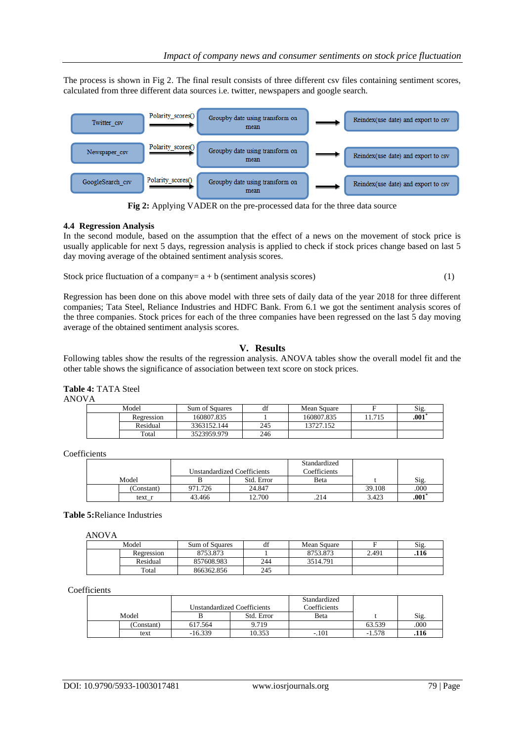The process is shown in Fig 2. The final result consists of three different csv files containing sentiment scores, calculated from three different data sources i.e. twitter, newspapers and google search.

| Source | Step 1 | Step 2 | Step 3 |
|---|---|---|---|
| Twitter_csv | Polarity_scores() | Groupby date using transform on mean | Reindex(use date) and export to csv |
| Newspaper_csv | Polarity_scores() | Groupby date using transform on mean | Reindex(use date) and export to csv |
| GoogleSearch_csv | Polarity_scores() | Groupby date using transform on mean | Reindex(use date) and export to csv |

**Fig 2:** Applying VADER on the pre-processed data for the three data source

### 4.4 Regression Analysis

In the second module, based on the assumption that the effect of a news on the movement of stock price is usually applicable for next 5 days, regression analysis is applied to check if stock prices change based on last 5 day moving average of the obtained sentiment analysis scores.

Stock price fluctuation of a company= a + b (sentiment analysis scores) (1)

Regression has been done on this above model with three sets of daily data of the year 2018 for three different companies; Tata Steel, Reliance Industries and HDFC Bank. From 6.1 we got the sentiment analysis scores of the three companies. Stock prices for each of the three companies have been regressed on the last 5 day moving average of the obtained sentiment analysis scores.

## V. Results

Following tables show the results of the regression analysis. ANOVA tables show the overall model fit and the other table shows the significance of association between text score on stock prices.

**Table 4:** TATA Steel

ANOVA

| Model | | Sum of Squares | df | Mean Square | F | Sig. |
|---|---|---|---|---|---|---|
| | Regression | 160807.835 | 1 | 160807.835 | 11.715 | **.001**[*] |
| | Residual | 3363152.144 | 245 | 13727.152 | | |
| | Total | 3523959.979 | 246 | | | |

Coefficients

| Model | | Unstandardized Coefficients | | Standardized Coefficients | t | Sig. |
|---|---|---|---|---|---|---|
| | | B | Std. Error | Beta | | |
| | (Constant) | 971.726 | 24.847 | | 39.108 | .000 |
| | text_r | 43.466 | 12.700 | .214 | 3.423 | **.001**[*] |

**Table 5:** Reliance Industries

ANOVA

| Model | | Sum of Squares | df | Mean Square | F | Sig. |
|---|---|---|---|---|---|---|
| | Regression | 8753.873 | 1 | 8753.873 | 2.491 | **.116** |
| | Residual | 857608.983 | 244 | 3514.791 | | |
| | Total | 866362.856 | 245 | | | |

Coefficients

| Model | | Unstandardized Coefficients | | Standardized Coefficients | t | Sig. |
|---|---|---|---|---|---|---|
| | | B | Std. Error | Beta | | |
| | (Constant) | 617.564 | 9.719 | | 63.539 | .000 |
| | text | -16.339 | 10.353 | -.101 | -1.578 | **.116** |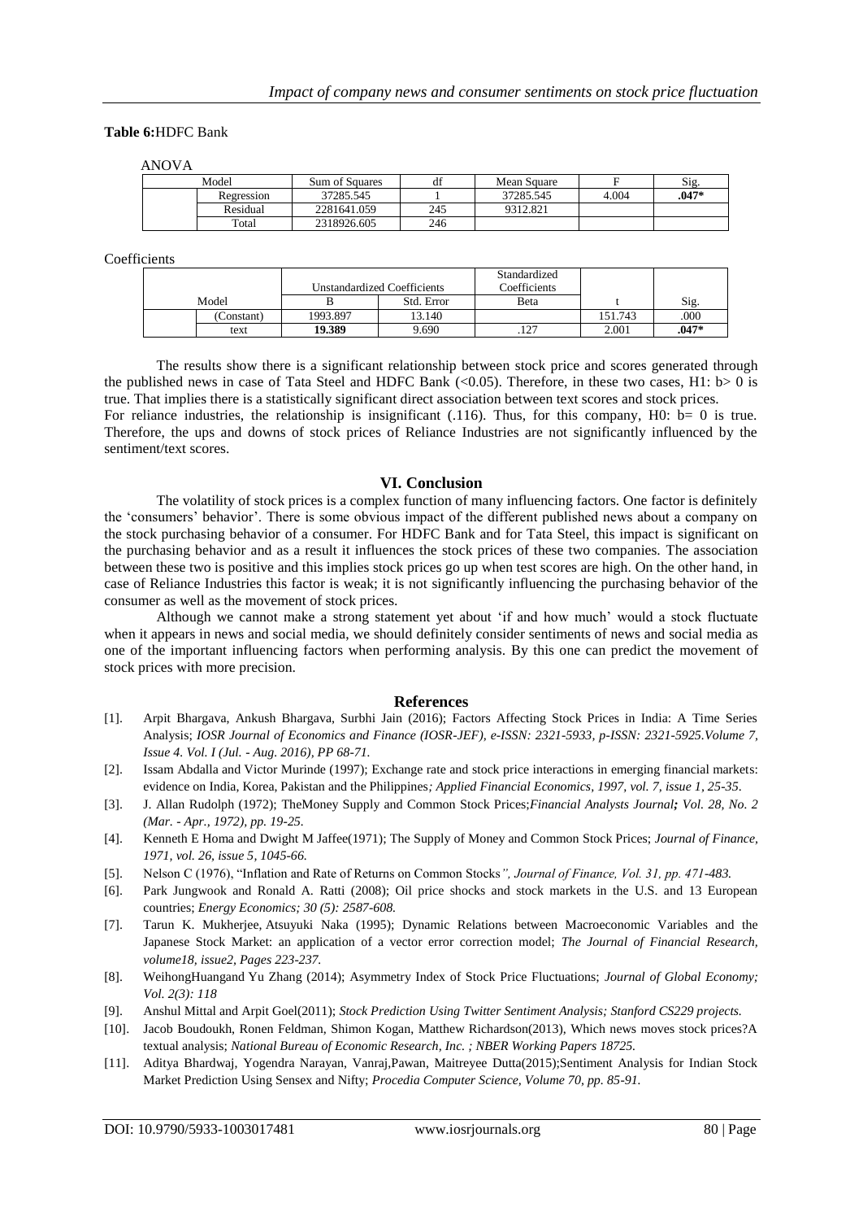**Table 6:**HDFC Bank

ANOVA

| Model | | Sum of Squares | df | Mean Square | F | Sig. |
|---|---|---|---|---|---|---|
| | Regression | 37285.545 | 1 | 37285.545 | 4.004 | **.047*** |
| | Residual | 2281641.059 | 245 | 9312.821 | | |
| | Total | 2318926.605 | 246 | | | |

Coefficients

| Model | | Unstandardized Coefficients | | Standardized Coefficients | t | Sig. |
|---|---|---|---|---|---|---|
| | | B | Std. Error | Beta | | |
| | (Constant) | 1993.897 | 13.140 | | 151.743 | .000 |
| | text | **19.389** | 9.690 | .127 | 2.001 | **.047*** |

The results show there is a significant relationship between stock price and scores generated through the published news in case of Tata Steel and HDFC Bank (<0.05). Therefore, in these two cases, H1: b> 0 is true. That implies there is a statistically significant direct association between text scores and stock prices.
For reliance industries, the relationship is insignificant (.116). Thus, for this company, H0: b= 0 is true. Therefore, the ups and downs of stock prices of Reliance Industries are not significantly influenced by the sentiment/text scores.

## VI. Conclusion

The volatility of stock prices is a complex function of many influencing factors. One factor is definitely the 'consumers' behavior'. There is some obvious impact of the different published news about a company on the stock purchasing behavior of a consumer. For HDFC Bank and for Tata Steel, this impact is significant on the purchasing behavior and as a result it influences the stock prices of these two companies. The association between these two is positive and this implies stock prices go up when test scores are high. On the other hand, in case of Reliance Industries this factor is weak; it is not significantly influencing the purchasing behavior of the consumer as well as the movement of stock prices.

Although we cannot make a strong statement yet about 'if and how much' would a stock fluctuate when it appears in news and social media, we should definitely consider sentiments of news and social media as one of the important influencing factors when performing analysis. By this one can predict the movement of stock prices with more precision.

## References

[1]. Arpit Bhargava, Ankush Bhargava, Surbhi Jain (2016); Factors Affecting Stock Prices in India: A Time Series Analysis; *IOSR Journal of Economics and Finance (IOSR-JEF), e-ISSN: 2321-5933, p-ISSN: 2321-5925.Volume 7, Issue 4. Vol. I (Jul. - Aug. 2016), PP 68-71.*

[2]. Issam Abdalla and Victor Murinde (1997); Exchange rate and stock price interactions in emerging financial markets: evidence on India, Korea, Pakistan and the Philippines*; Applied Financial Economics, 1997, vol. 7, issue 1, 25-35.*

[3]. J. Allan Rudolph (1972); TheMoney Supply and Common Stock Prices;*Financial Analysts Journal**;** Vol. 28, No. 2 (Mar. - Apr., 1972), pp. 19-25.*

[4]. Kenneth E Homa and Dwight M Jaffee(1971); The Supply of Money and Common Stock Prices; *Journal of Finance, 1971, vol. 26, issue 5, 1045-66.*

[5]. Nelson C (1976), "Inflation and Rate of Returns on Common Stocks*", Journal of Finance, Vol. 31, pp. 471-483.*

[6]. Park Jungwook and Ronald A. Ratti (2008); Oil price shocks and stock markets in the U.S. and 13 European countries; *Energy Economics; 30 (5): 2587-608.*

[7]. Tarun K. Mukherjee, Atsuyuki Naka (1995); Dynamic Relations between Macroeconomic Variables and the Japanese Stock Market: an application of a vector error correction model; *The Journal of Financial Research, volume18, issue2, Pages 223-237.*

[8]. WeihongHuangand Yu Zhang (2014); Asymmetry Index of Stock Price Fluctuations; *Journal of Global Economy; Vol. 2(3): 118*

[9]. Anshul Mittal and Arpit Goel(2011); *Stock Prediction Using Twitter Sentiment Analysis; Stanford CS229 projects.*

[10]. Jacob Boudoukh, Ronen Feldman, Shimon Kogan, Matthew Richardson(2013), Which news moves stock prices?A textual analysis; *National Bureau of Economic Research, Inc. ; NBER Working Papers 18725.*

[11]. Aditya Bhardwaj, Yogendra Narayan, Vanraj,Pawan, Maitreyee Dutta(2015);Sentiment Analysis for Indian Stock Market Prediction Using Sensex and Nifty; *Procedia Computer Science, Volume 70, pp. 85-91.*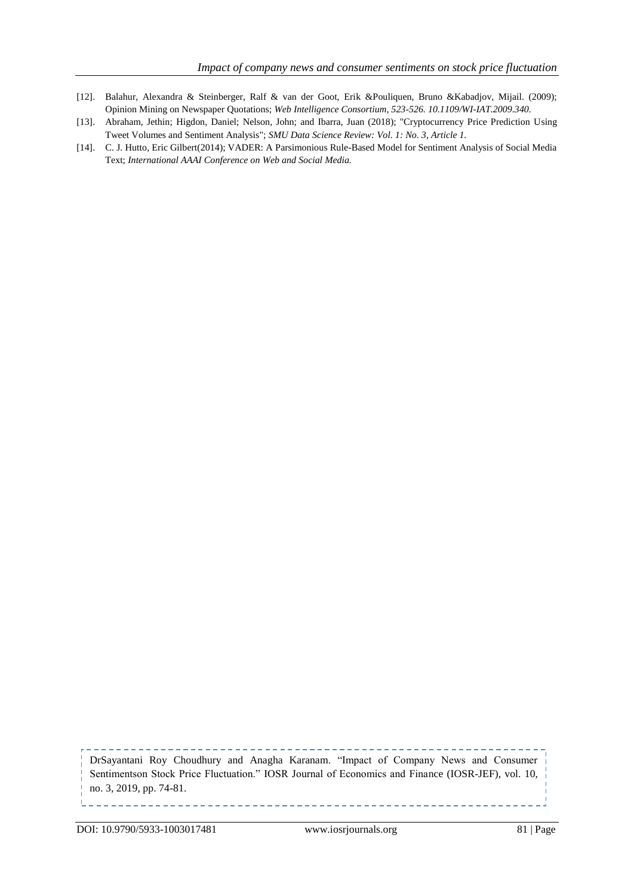[12]. Balahur, Alexandra & Steinberger, Ralf & van der Goot, Erik &Pouliquen, Bruno &Kabadjov, Mijail. (2009); Opinion Mining on Newspaper Quotations; *Web Intelligence Consortium, 523-526. 10.1109/WI-IAT.2009.340.*

[13]. Abraham, Jethin; Higdon, Daniel; Nelson, John; and Ibarra, Juan (2018); "Cryptocurrency Price Prediction Using Tweet Volumes and Sentiment Analysis"; *SMU Data Science Review: Vol. 1: No. 3, Article 1.*

[14]. C. J. Hutto, Eric Gilbert(2014); VADER: A Parsimonious Rule-Based Model for Sentiment Analysis of Social Media Text; *International AAAI Conference on Web and Social Media.*

DrSayantani Roy Choudhury and Anagha Karanam. "Impact of Company News and Consumer Sentimentson Stock Price Fluctuation." IOSR Journal of Economics and Finance (IOSR-JEF), vol. 10, no. 3, 2019, pp. 74-81.